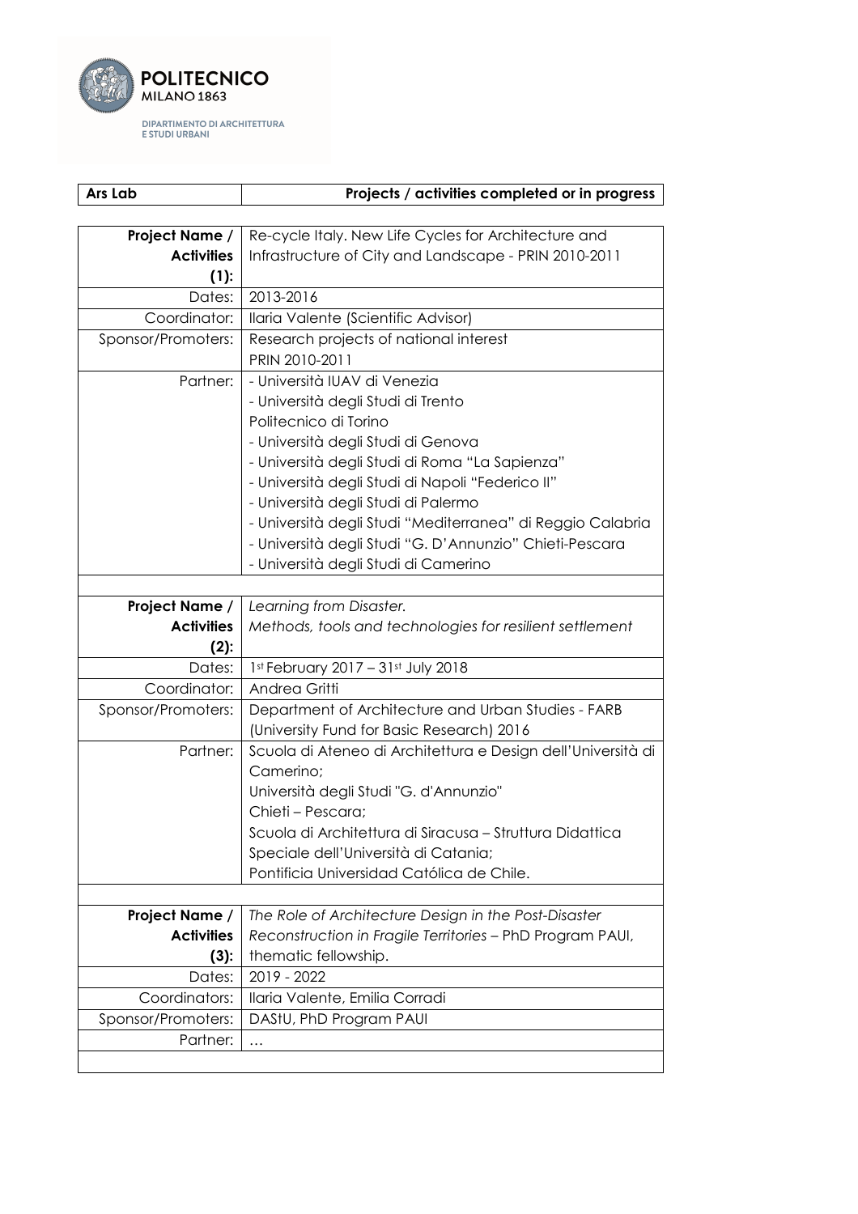POLITECNICO MILANO 1863

DIPARTIMENTO DI ARCHITETTURA E STUDI URBANI

| **Ars Lab** | **Projects / activities completed or in progress** |
|---|---|

| | |
|---|---|
| **Project Name / Activities (1):** | Re-cycle Italy. New Life Cycles for Architecture and Infrastructure of City and Landscape - PRIN 2010-2011 |
| Dates: | 2013-2016 |
| Coordinator: | Ilaria Valente (Scientific Advisor) |
| Sponsor/Promoters: | Research projects of national interest<br>PRIN 2010-2011 |
| Partner: | - Università IUAV di Venezia<br>- Università degli Studi di Trento<br>Politecnico di Torino<br>- Università degli Studi di Genova<br>- Università degli Studi di Roma "La Sapienza"<br>- Università degli Studi di Napoli "Federico II"<br>- Università degli Studi di Palermo<br>- Università degli Studi "Mediterranea" di Reggio Calabria<br>- Università degli Studi "G. D'Annunzio" Chieti-Pescara<br>- Università degli Studi di Camerino |
| | |
| **Project Name / Activities (2):** | *Learning from Disaster.*<br>*Methods, tools and technologies for resilient settlement* |
| Dates: | 1st February 2017 – 31st July 2018 |
| Coordinator: | Andrea Gritti |
| Sponsor/Promoters: | Department of Architecture and Urban Studies - FARB (University Fund for Basic Research) 2016 |
| Partner: | Scuola di Ateneo di Architettura e Design dell'Università di Camerino;<br>Università degli Studi "G. d'Annunzio" Chieti – Pescara;<br>Scuola di Architettura di Siracusa – Struttura Didattica Speciale dell'Università di Catania;<br>Pontificia Universidad Católica de Chile. |
| | |
| **Project Name / Activities (3):** | *The Role of Architecture Design in the Post-Disaster Reconstruction in Fragile Territories* – PhD Program PAUI, thematic fellowship. |
| Dates: | 2019 - 2022 |
| Coordinators: | Ilaria Valente, Emilia Corradi |
| Sponsor/Promoters: | DAStU, PhD Program PAUI |
| Partner: | … |
| | |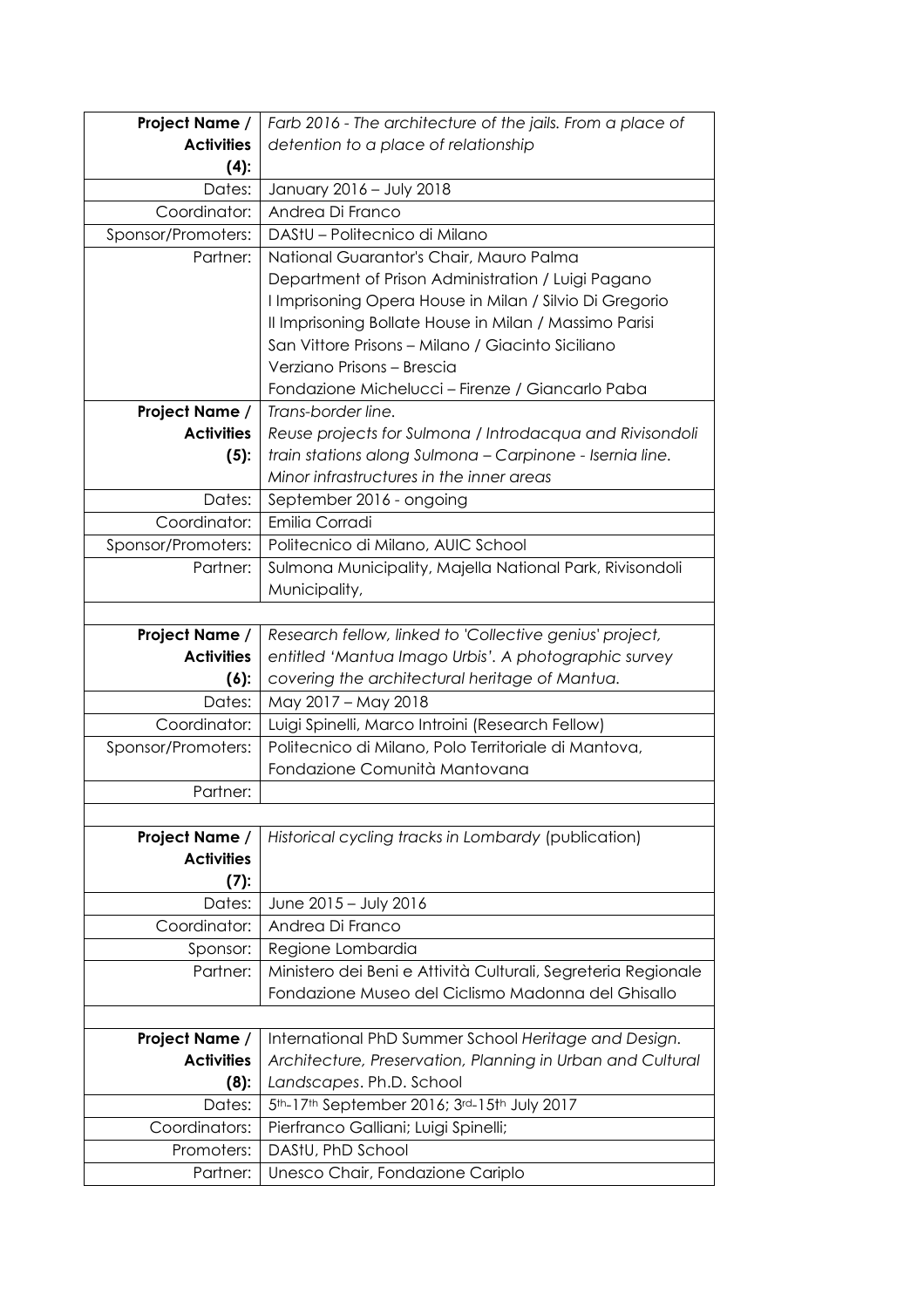| | |
|---|---|
| **Project Name / Activities (4):** | *Farb 2016 - The architecture of the jails. From a place of detention to a place of relationship* |
| Dates: | January 2016 – July 2018 |
| Coordinator: | Andrea Di Franco |
| Sponsor/Promoters: | DAStU – Politecnico di Milano |
| Partner: | National Guarantor's Chair, Mauro Palma<br>Department of Prison Administration / Luigi Pagano<br>I Imprisoning Opera House in Milan / Silvio Di Gregorio<br>II Imprisoning Bollate House in Milan / Massimo Parisi<br>San Vittore Prisons – Milano / Giacinto Siciliano<br>Verziano Prisons – Brescia<br>Fondazione Michelucci – Firenze / Giancarlo Paba |
| **Project Name / Activities (5):** | *Trans-border line.*<br>*Reuse projects for Sulmona / Introdacqua and Rivisondoli train stations along Sulmona – Carpinone - Isernia line. Minor infrastructures in the inner areas* |
| Dates: | September 2016 - ongoing |
| Coordinator: | Emilia Corradi |
| Sponsor/Promoters: | Politecnico di Milano, AUIC School |
| Partner: | Sulmona Municipality, Majella National Park, Rivisondoli Municipality, |
| | |
| **Project Name / Activities (6):** | *Research fellow, linked to 'Collective genius' project, entitled 'Mantua Imago Urbis'. A photographic survey covering the architectural heritage of Mantua.* |
| Dates: | May 2017 – May 2018 |
| Coordinator: | Luigi Spinelli, Marco Introini (Research Fellow) |
| Sponsor/Promoters: | Politecnico di Milano, Polo Territoriale di Mantova, Fondazione Comunità Mantovana |
| Partner: | |
| | |
| **Project Name / Activities (7):** | *Historical cycling tracks in Lombardy* (publication) |
| Dates: | June 2015 – July 2016 |
| Coordinator: | Andrea Di Franco |
| Sponsor: | Regione Lombardia |
| Partner: | Ministero dei Beni e Attività Culturali, Segreteria Regionale<br>Fondazione Museo del Ciclismo Madonna del Ghisallo |
| | |
| **Project Name / Activities (8):** | International PhD Summer School *Heritage and Design. Architecture, Preservation, Planning in Urban and Cultural Landscapes*. Ph.D. School |
| Dates: | 5th-17th September 2016; 3rd-15th July 2017 |
| Coordinators: | Pierfranco Galliani; Luigi Spinelli; |
| Promoters: | DAStU, PhD School |
| Partner: | Unesco Chair, Fondazione Cariplo |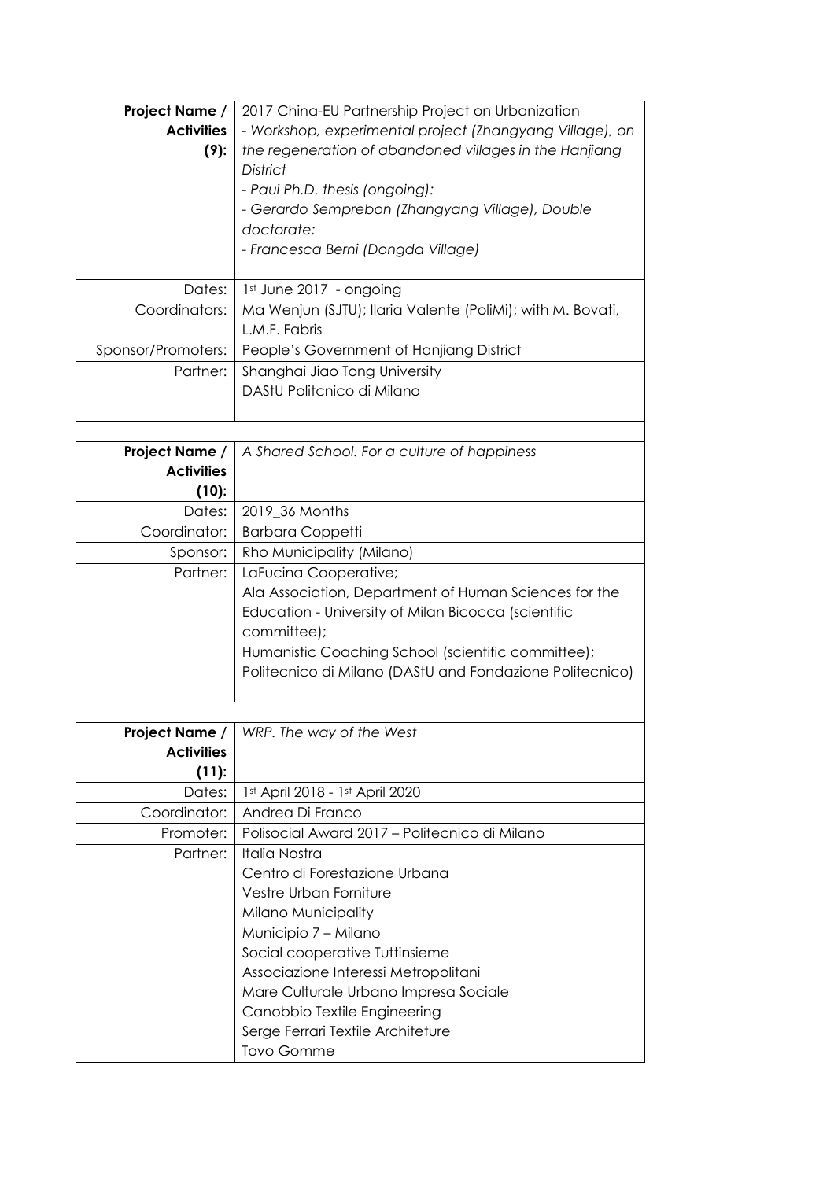| | |
|---|---|
| **Project Name / Activities (9):** | 2017 China-EU Partnership Project on Urbanization<br>*- Workshop, experimental project (Zhangyang Village), on the regeneration of abandoned villages in the Hanjiang District*<br>*- Paui Ph.D. thesis (ongoing):*<br>*- Gerardo Semprebon (Zhangyang Village), Double doctorate;*<br>*- Francesca Berni (Dongda Village)* |
| Dates: | 1st June 2017 - ongoing |
| Coordinators: | Ma Wenjun (SJTU); Ilaria Valente (PoliMi); with M. Bovati, L.M.F. Fabris |
| Sponsor/Promoters: | People's Government of Hanjiang District |
| Partner: | Shanghai Jiao Tong University<br>DAStU Politcnico di Milano |
| | |
| **Project Name / Activities (10):** | *A Shared School. For a culture of happiness* |
| Dates: | 2019_36 Months |
| Coordinator: | Barbara Coppetti |
| Sponsor: | Rho Municipality (Milano) |
| Partner: | LaFucina Cooperative;<br>Ala Association, Department of Human Sciences for the Education - University of Milan Bicocca (scientific committee);<br>Humanistic Coaching School (scientific committee);<br>Politecnico di Milano (DAStU and Fondazione Politecnico) |
| | |
| **Project Name / Activities (11):** | *WRP. The way of the West* |
| Dates: | 1st April 2018 - 1st April 2020 |
| Coordinator: | Andrea Di Franco |
| Promoter: | Polisocial Award 2017 – Politecnico di Milano |
| Partner: | Italia Nostra<br>Centro di Forestazione Urbana<br>Vestre Urban Forniture<br>Milano Municipality<br>Municipio 7 – Milano<br>Social cooperative Tuttinsieme<br>Associazione Interessi Metropolitani<br>Mare Culturale Urbano Impresa Sociale<br>Canobbio Textile Engineering<br>Serge Ferrari Textile Architeture<br>Tovo Gomme |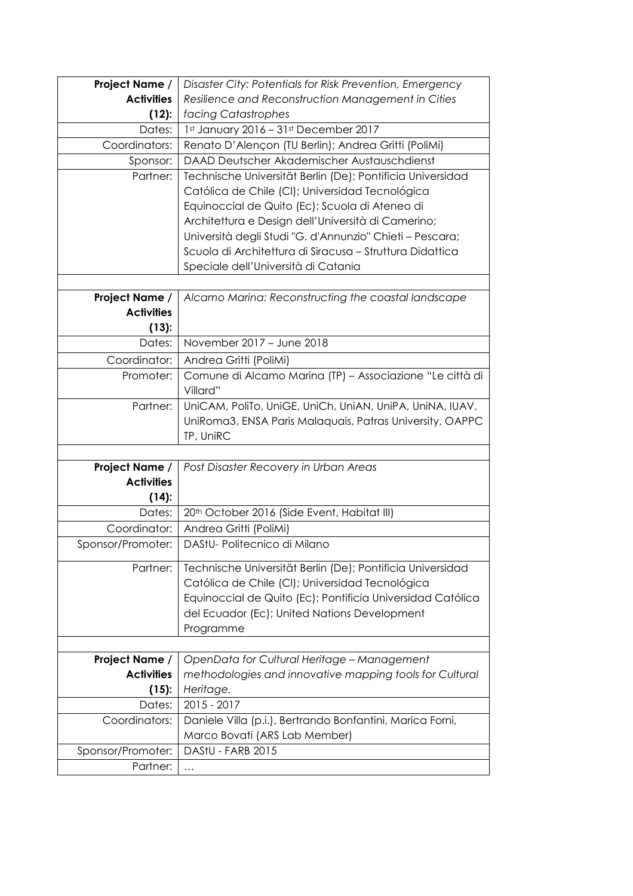| **Project Name / Activities (12):** | *Disaster City: Potentials for Risk Prevention, Emergency Resilience and Reconstruction Management in Cities facing Catastrophes* |
|---:|---|
| Dates: | 1st January 2016 – 31st December 2017 |
| Coordinators: | Renato D'Alençon (TU Berlin); Andrea Gritti (PoliMi) |
| Sponsor: | DAAD Deutscher Akademischer Austauschdienst |
| Partner: | Technische Universität Berlin (De); Pontificia Universidad Católica de Chile (Cl); Universidad Tecnológica Equinoccial de Quito (Ec); Scuola di Ateneo di Architettura e Design dell'Università di Camerino; Università degli Studi "G. d'Annunzio" Chieti – Pescara; Scuola di Architettura di Siracusa – Struttura Didattica Speciale dell'Università di Catania |
| | |
| **Project Name / Activities (13):** | *Alcamo Marina: Reconstructing the coastal landscape* |
| Dates: | November 2017 – June 2018 |
| Coordinator: | Andrea Gritti (PoliMi) |
| Promoter: | Comune di Alcamo Marina (TP) – Associazione "Le città di Villard" |
| Partner: | UniCAM, PoliTo, UniGE, UniCh, UniAN, UniPA, UniNA, IUAV, UniRoma3, ENSA Paris Malaquais, Patras University, OAPPC TP, UniRC |
| | |
| **Project Name / Activities (14):** | *Post Disaster Recovery in Urban Areas* |
| Dates: | 20th October 2016 (Side Event, Habitat III) |
| Coordinator: | Andrea Gritti (PoliMi) |
| Sponsor/Promoter: | DAStU- Politecnico di Milano |
| Partner: | Technische Universität Berlin (De); Pontificia Universidad Católica de Chile (Cl); Universidad Tecnológica Equinoccial de Quito (Ec); Pontificia Universidad Católica del Ecuador (Ec); United Nations Development Programme |
| | |
| **Project Name / Activities (15):** | *OpenData for Cultural Heritage – Management methodologies and innovative mapping tools for Cultural Heritage.* |
| Dates: | 2015 - 2017 |
| Coordinators: | Daniele Villa (p.i.), Bertrando Bonfantini, Marica Forni, Marco Bovati (ARS Lab Member) |
| Sponsor/Promoter: | DAStU - FARB 2015 |
| Partner: | … |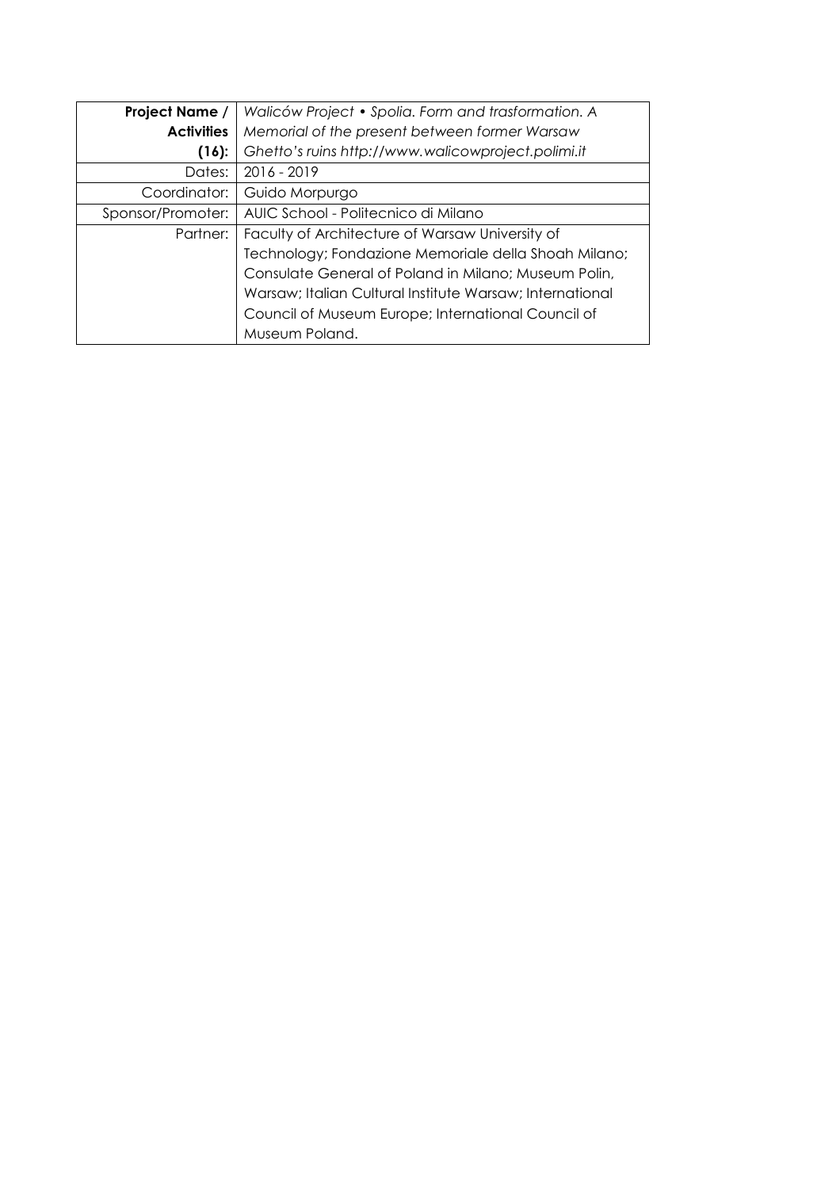| | |
|---|---|
| **Project Name / Activities (16):** | *Waliców Project • Spolia. Form and trasformation. A Memorial of the present between former Warsaw Ghetto's ruins http://www.walicowproject.polimi.it* |
| Dates: | 2016 - 2019 |
| Coordinator: | Guido Morpurgo |
| Sponsor/Promoter: | AUIC School - Politecnico di Milano |
| Partner: | Faculty of Architecture of Warsaw University of Technology; Fondazione Memoriale della Shoah Milano; Consulate General of Poland in Milano; Museum Polin, Warsaw; Italian Cultural Institute Warsaw; International Council of Museum Europe; International Council of Museum Poland. |